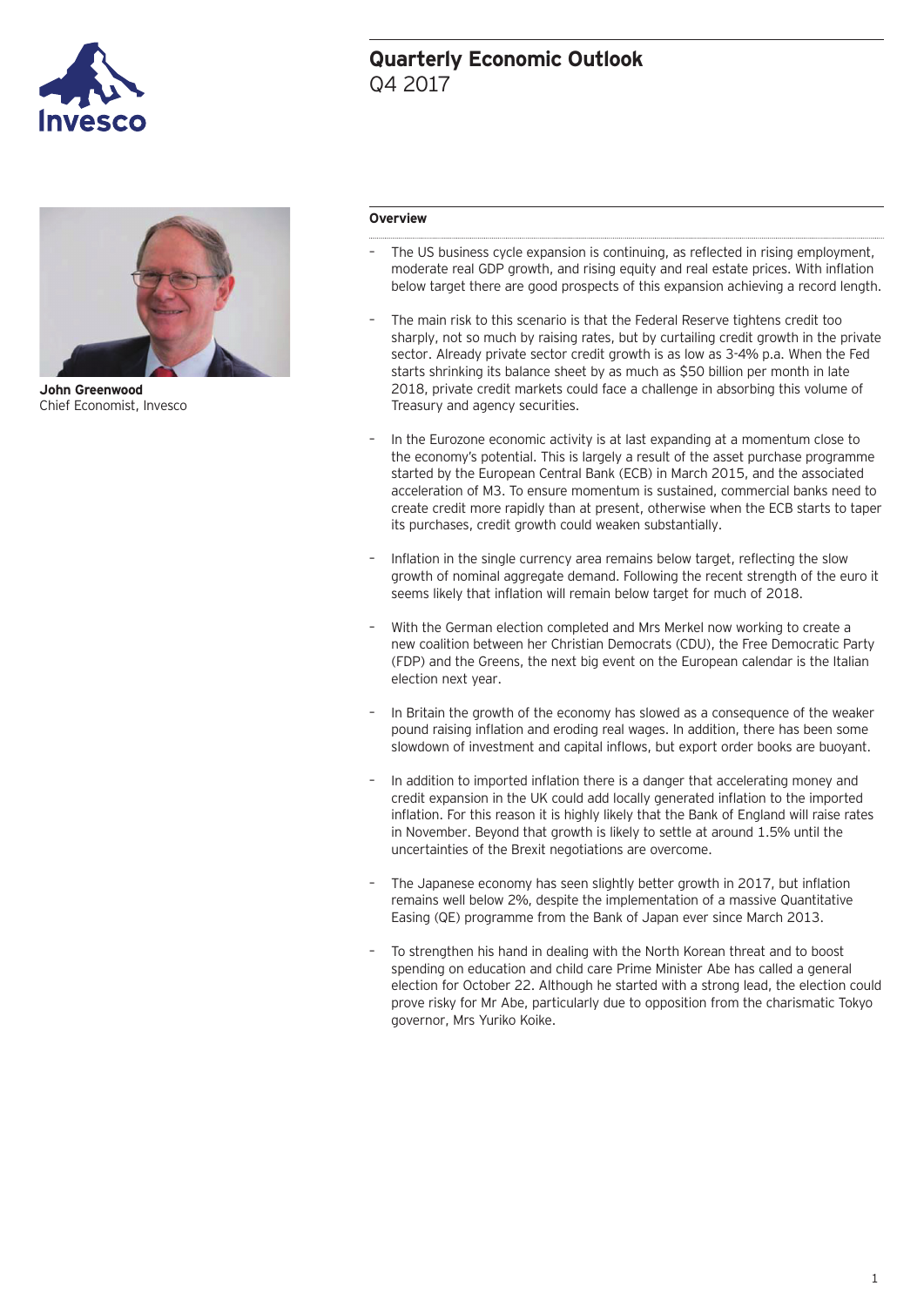# Quarterly Economic Outlook

Q4 2017

**John Greenwood**
Chief Economist, Invesco

## Overview

- The US business cycle expansion is continuing, as reflected in rising employment, moderate real GDP growth, and rising equity and real estate prices. With inflation below target there are good prospects of this expansion achieving a record length.

- The main risk to this scenario is that the Federal Reserve tightens credit too sharply, not so much by raising rates, but by curtailing credit growth in the private sector. Already private sector credit growth is as low as 3-4% p.a. When the Fed starts shrinking its balance sheet by as much as $50 billion per month in late 2018, private credit markets could face a challenge in absorbing this volume of Treasury and agency securities.

- In the Eurozone economic activity is at last expanding at a momentum close to the economy's potential. This is largely a result of the asset purchase programme started by the European Central Bank (ECB) in March 2015, and the associated acceleration of M3. To ensure momentum is sustained, commercial banks need to create credit more rapidly than at present, otherwise when the ECB starts to taper its purchases, credit growth could weaken substantially.

- Inflation in the single currency area remains below target, reflecting the slow growth of nominal aggregate demand. Following the recent strength of the euro it seems likely that inflation will remain below target for much of 2018.

- With the German election completed and Mrs Merkel now working to create a new coalition between her Christian Democrats (CDU), the Free Democratic Party (FDP) and the Greens, the next big event on the European calendar is the Italian election next year.

- In Britain the growth of the economy has slowed as a consequence of the weaker pound raising inflation and eroding real wages. In addition, there has been some slowdown of investment and capital inflows, but export order books are buoyant.

- In addition to imported inflation there is a danger that accelerating money and credit expansion in the UK could add locally generated inflation to the imported inflation. For this reason it is highly likely that the Bank of England will raise rates in November. Beyond that growth is likely to settle at around 1.5% until the uncertainties of the Brexit negotiations are overcome.

- The Japanese economy has seen slightly better growth in 2017, but inflation remains well below 2%, despite the implementation of a massive Quantitative Easing (QE) programme from the Bank of Japan ever since March 2013.

- To strengthen his hand in dealing with the North Korean threat and to boost spending on education and child care Prime Minister Abe has called a general election for October 22. Although he started with a strong lead, the election could prove risky for Mr Abe, particularly due to opposition from the charismatic Tokyo governor, Mrs Yuriko Koike.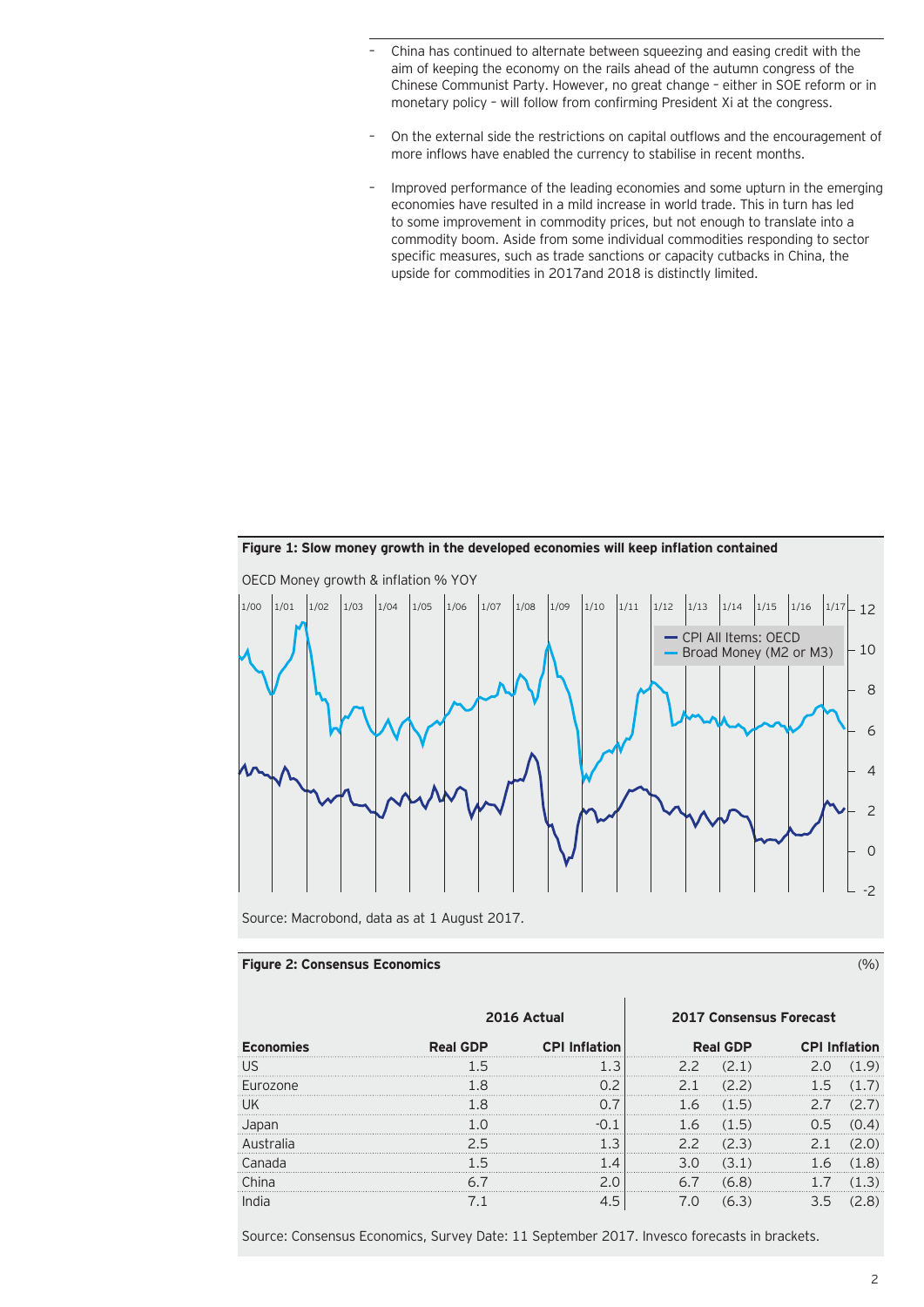- China has continued to alternate between squeezing and easing credit with the aim of keeping the economy on the rails ahead of the autumn congress of the Chinese Communist Party. However, no great change – either in SOE reform or in monetary policy – will follow from confirming President Xi at the congress.

- On the external side the restrictions on capital outflows and the encouragement of more inflows have enabled the currency to stabilise in recent months.

- Improved performance of the leading economies and some upturn in the emerging economies have resulted in a mild increase in world trade. This in turn has led to some improvement in commodity prices, but not enough to translate into a commodity boom. Aside from some individual commodities responding to sector specific measures, such as trade sanctions or capacity cutbacks in China, the upside for commodities in 2017and 2018 is distinctly limited.

**Figure 1: Slow money growth in the developed economies will keep inflation contained**

OECD Money growth & inflation % YOY

Source: Macrobond, data as at 1 August 2017.

**Figure 2: Consensus Economics** (%)

| | 2016 Actual | | 2017 Consensus Forecast | | | |
|---|---|---|---|---|---|---|
| **Economies** | **Real GDP** | **CPI Inflation** | **Real GDP** | | **CPI Inflation** | |
| US | 1.5 | 1.3 | 2.2 | (2.1) | 2.0 | (1.9) |
| Eurozone | 1.8 | 0.2 | 2.1 | (2.2) | 1.5 | (1.7) |
| UK | 1.8 | 0.7 | 1.6 | (1.5) | 2.7 | (2.7) |
| Japan | 1.0 | -0.1 | 1.6 | (1.5) | 0.5 | (0.4) |
| Australia | 2.5 | 1.3 | 2.2 | (2.3) | 2.1 | (2.0) |
| Canada | 1.5 | 1.4 | 3.0 | (3.1) | 1.6 | (1.8) |
| China | 6.7 | 2.0 | 6.7 | (6.8) | 1.7 | (1.3) |
| India | 7.1 | 4.5 | 7.0 | (6.3) | 3.5 | (2.8) |

Source: Consensus Economics, Survey Date: 11 September 2017. Invesco forecasts in brackets.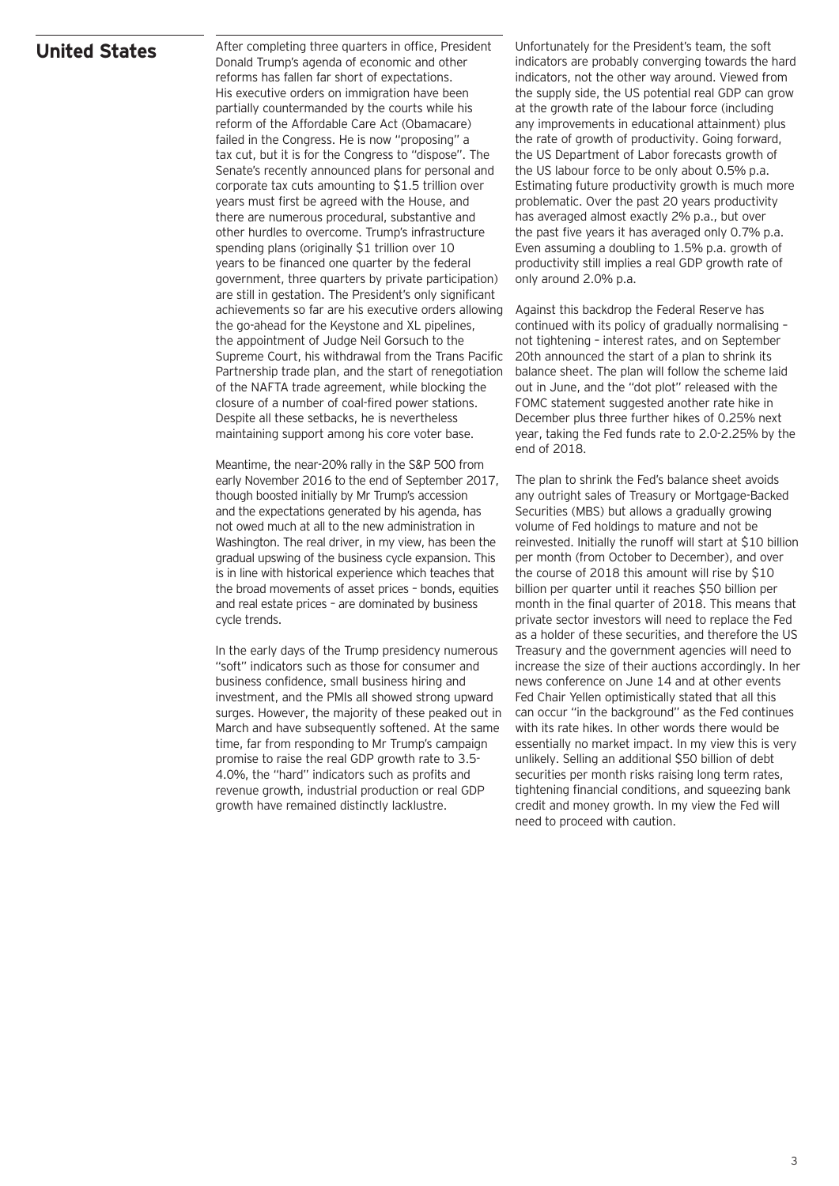## United States

After completing three quarters in office, President Donald Trump's agenda of economic and other reforms has fallen far short of expectations. His executive orders on immigration have been partially countermanded by the courts while his reform of the Affordable Care Act (Obamacare) failed in the Congress. He is now "proposing" a tax cut, but it is for the Congress to "dispose". The Senate's recently announced plans for personal and corporate tax cuts amounting to $1.5 trillion over years must first be agreed with the House, and there are numerous procedural, substantive and other hurdles to overcome. Trump's infrastructure spending plans (originally $1 trillion over 10 years to be financed one quarter by the federal government, three quarters by private participation) are still in gestation. The President's only significant achievements so far are his executive orders allowing the go-ahead for the Keystone and XL pipelines, the appointment of Judge Neil Gorsuch to the Supreme Court, his withdrawal from the Trans Pacific Partnership trade plan, and the start of renegotiation of the NAFTA trade agreement, while blocking the closure of a number of coal-fired power stations. Despite all these setbacks, he is nevertheless maintaining support among his core voter base.

Meantime, the near-20% rally in the S&P 500 from early November 2016 to the end of September 2017, though boosted initially by Mr Trump's accession and the expectations generated by his agenda, has not owed much at all to the new administration in Washington. The real driver, in my view, has been the gradual upswing of the business cycle expansion. This is in line with historical experience which teaches that the broad movements of asset prices – bonds, equities and real estate prices – are dominated by business cycle trends.

In the early days of the Trump presidency numerous "soft" indicators such as those for consumer and business confidence, small business hiring and investment, and the PMIs all showed strong upward surges. However, the majority of these peaked out in March and have subsequently softened. At the same time, far from responding to Mr Trump's campaign promise to raise the real GDP growth rate to 3.5-4.0%, the "hard" indicators such as profits and revenue growth, industrial production or real GDP growth have remained distinctly lacklustre.

Unfortunately for the President's team, the soft indicators are probably converging towards the hard indicators, not the other way around. Viewed from the supply side, the US potential real GDP can grow at the growth rate of the labour force (including any improvements in educational attainment) plus the rate of growth of productivity. Going forward, the US Department of Labor forecasts growth of the US labour force to be only about 0.5% p.a. Estimating future productivity growth is much more problematic. Over the past 20 years productivity has averaged almost exactly 2% p.a., but over the past five years it has averaged only 0.7% p.a. Even assuming a doubling to 1.5% p.a. growth of productivity still implies a real GDP growth rate of only around 2.0% p.a.

Against this backdrop the Federal Reserve has continued with its policy of gradually normalising – not tightening – interest rates, and on September 20th announced the start of a plan to shrink its balance sheet. The plan will follow the scheme laid out in June, and the "dot plot" released with the FOMC statement suggested another rate hike in December plus three further hikes of 0.25% next year, taking the Fed funds rate to 2.0-2.25% by the end of 2018.

The plan to shrink the Fed's balance sheet avoids any outright sales of Treasury or Mortgage-Backed Securities (MBS) but allows a gradually growing volume of Fed holdings to mature and not be reinvested. Initially the runoff will start at $10 billion per month (from October to December), and over the course of 2018 this amount will rise by $10 billion per quarter until it reaches $50 billion per month in the final quarter of 2018. This means that private sector investors will need to replace the Fed as a holder of these securities, and therefore the US Treasury and the government agencies will need to increase the size of their auctions accordingly. In her news conference on June 14 and at other events Fed Chair Yellen optimistically stated that all this can occur "in the background" as the Fed continues with its rate hikes. In other words there would be essentially no market impact. In my view this is very unlikely. Selling an additional $50 billion of debt securities per month risks raising long term rates, tightening financial conditions, and squeezing bank credit and money growth. In my view the Fed will need to proceed with caution.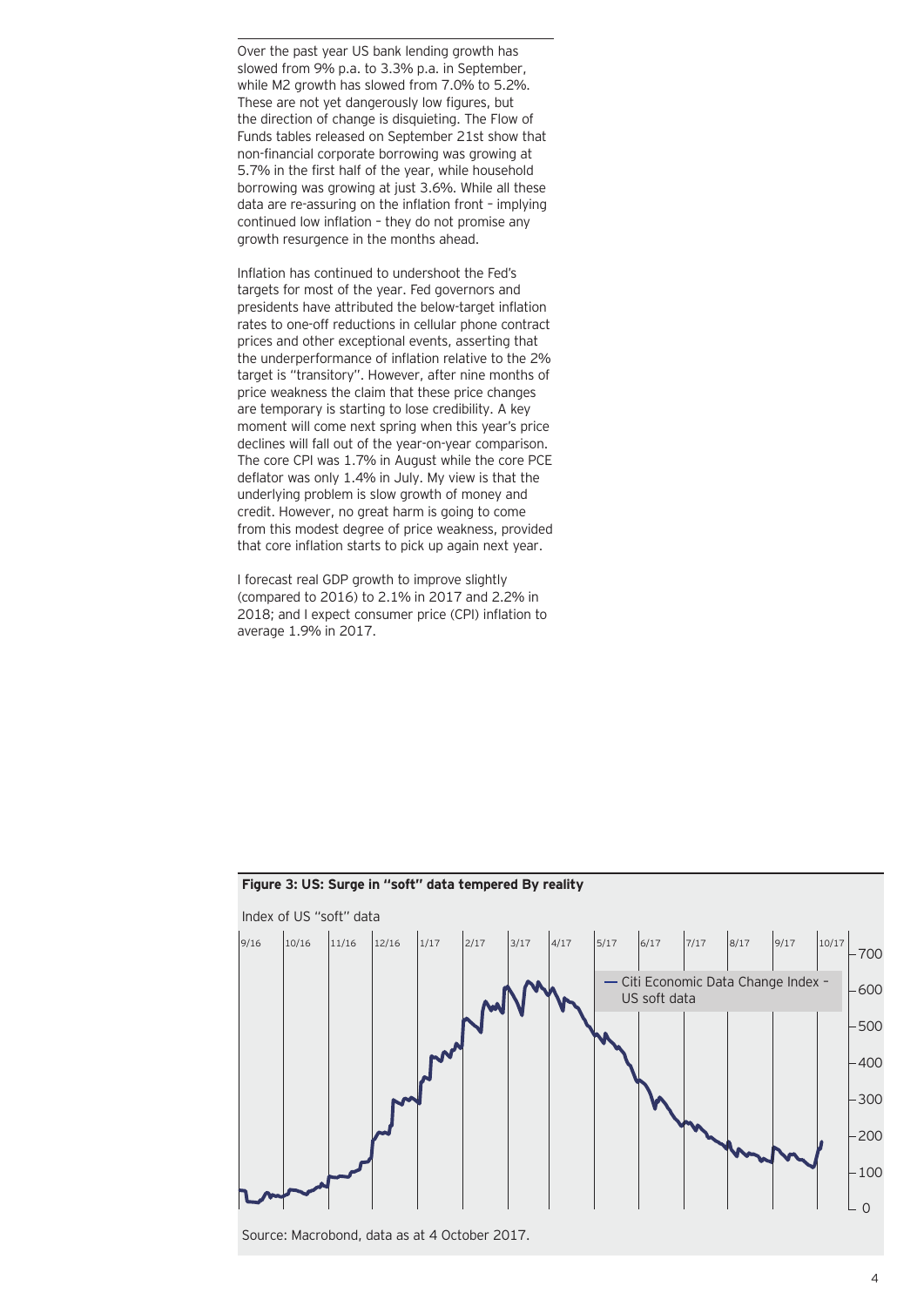Over the past year US bank lending growth has slowed from 9% p.a. to 3.3% p.a. in September, while M2 growth has slowed from 7.0% to 5.2%. These are not yet dangerously low figures, but the direction of change is disquieting. The Flow of Funds tables released on September 21st show that non-financial corporate borrowing was growing at 5.7% in the first half of the year, while household borrowing was growing at just 3.6%. While all these data are re-assuring on the inflation front – implying continued low inflation – they do not promise any growth resurgence in the months ahead.

Inflation has continued to undershoot the Fed's targets for most of the year. Fed governors and presidents have attributed the below-target inflation rates to one-off reductions in cellular phone contract prices and other exceptional events, asserting that the underperformance of inflation relative to the 2% target is "transitory". However, after nine months of price weakness the claim that these price changes are temporary is starting to lose credibility. A key moment will come next spring when this year's price declines will fall out of the year-on-year comparison. The core CPI was 1.7% in August while the core PCE deflator was only 1.4% in July. My view is that the underlying problem is slow growth of money and credit. However, no great harm is going to come from this modest degree of price weakness, provided that core inflation starts to pick up again next year.

I forecast real GDP growth to improve slightly (compared to 2016) to 2.1% in 2017 and 2.2% in 2018; and I expect consumer price (CPI) inflation to average 1.9% in 2017.

**Figure 3: US: Surge in "soft" data tempered By reality**

Index of US "soft" data

Source: Macrobond, data as at 4 October 2017.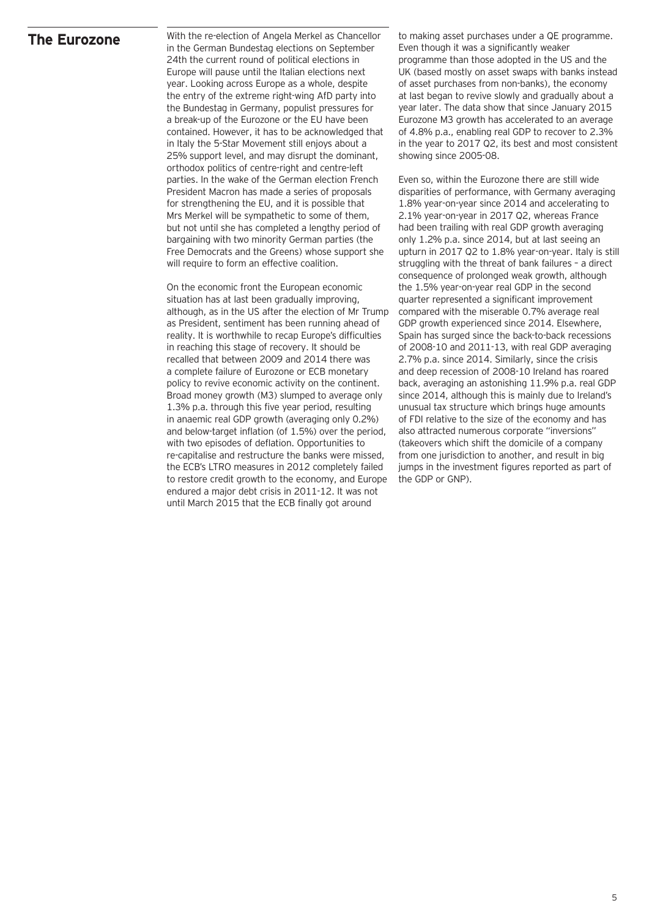## The Eurozone

With the re-election of Angela Merkel as Chancellor in the German Bundestag elections on September 24th the current round of political elections in Europe will pause until the Italian elections next year. Looking across Europe as a whole, despite the entry of the extreme right-wing AfD party into the Bundestag in Germany, populist pressures for a break-up of the Eurozone or the EU have been contained. However, it has to be acknowledged that in Italy the 5-Star Movement still enjoys about a 25% support level, and may disrupt the dominant, orthodox politics of centre-right and centre-left parties. In the wake of the German election French President Macron has made a series of proposals for strengthening the EU, and it is possible that Mrs Merkel will be sympathetic to some of them, but not until she has completed a lengthy period of bargaining with two minority German parties (the Free Democrats and the Greens) whose support she will require to form an effective coalition.

On the economic front the European economic situation has at last been gradually improving, although, as in the US after the election of Mr Trump as President, sentiment has been running ahead of reality. It is worthwhile to recap Europe's difficulties in reaching this stage of recovery. It should be recalled that between 2009 and 2014 there was a complete failure of Eurozone or ECB monetary policy to revive economic activity on the continent. Broad money growth (M3) slumped to average only 1.3% p.a. through this five year period, resulting in anaemic real GDP growth (averaging only 0.2%) and below-target inflation (of 1.5%) over the period, with two episodes of deflation. Opportunities to re-capitalise and restructure the banks were missed, the ECB's LTRO measures in 2012 completely failed to restore credit growth to the economy, and Europe endured a major debt crisis in 2011-12. It was not until March 2015 that the ECB finally got around to making asset purchases under a QE programme. Even though it was a significantly weaker programme than those adopted in the US and the UK (based mostly on asset swaps with banks instead of asset purchases from non-banks), the economy at last began to revive slowly and gradually about a year later. The data show that since January 2015 Eurozone M3 growth has accelerated to an average of 4.8% p.a., enabling real GDP to recover to 2.3% in the year to 2017 Q2, its best and most consistent showing since 2005-08.

Even so, within the Eurozone there are still wide disparities of performance, with Germany averaging 1.8% year-on-year since 2014 and accelerating to 2.1% year-on-year in 2017 Q2, whereas France had been trailing with real GDP growth averaging only 1.2% p.a. since 2014, but at last seeing an upturn in 2017 Q2 to 1.8% year-on-year. Italy is still struggling with the threat of bank failures – a direct consequence of prolonged weak growth, although the 1.5% year-on-year real GDP in the second quarter represented a significant improvement compared with the miserable 0.7% average real GDP growth experienced since 2014. Elsewhere, Spain has surged since the back-to-back recessions of 2008-10 and 2011-13, with real GDP averaging 2.7% p.a. since 2014. Similarly, since the crisis and deep recession of 2008-10 Ireland has roared back, averaging an astonishing 11.9% p.a. real GDP since 2014, although this is mainly due to Ireland's unusual tax structure which brings huge amounts of FDI relative to the size of the economy and has also attracted numerous corporate "inversions" (takeovers which shift the domicile of a company from one jurisdiction to another, and result in big jumps in the investment figures reported as part of the GDP or GNP).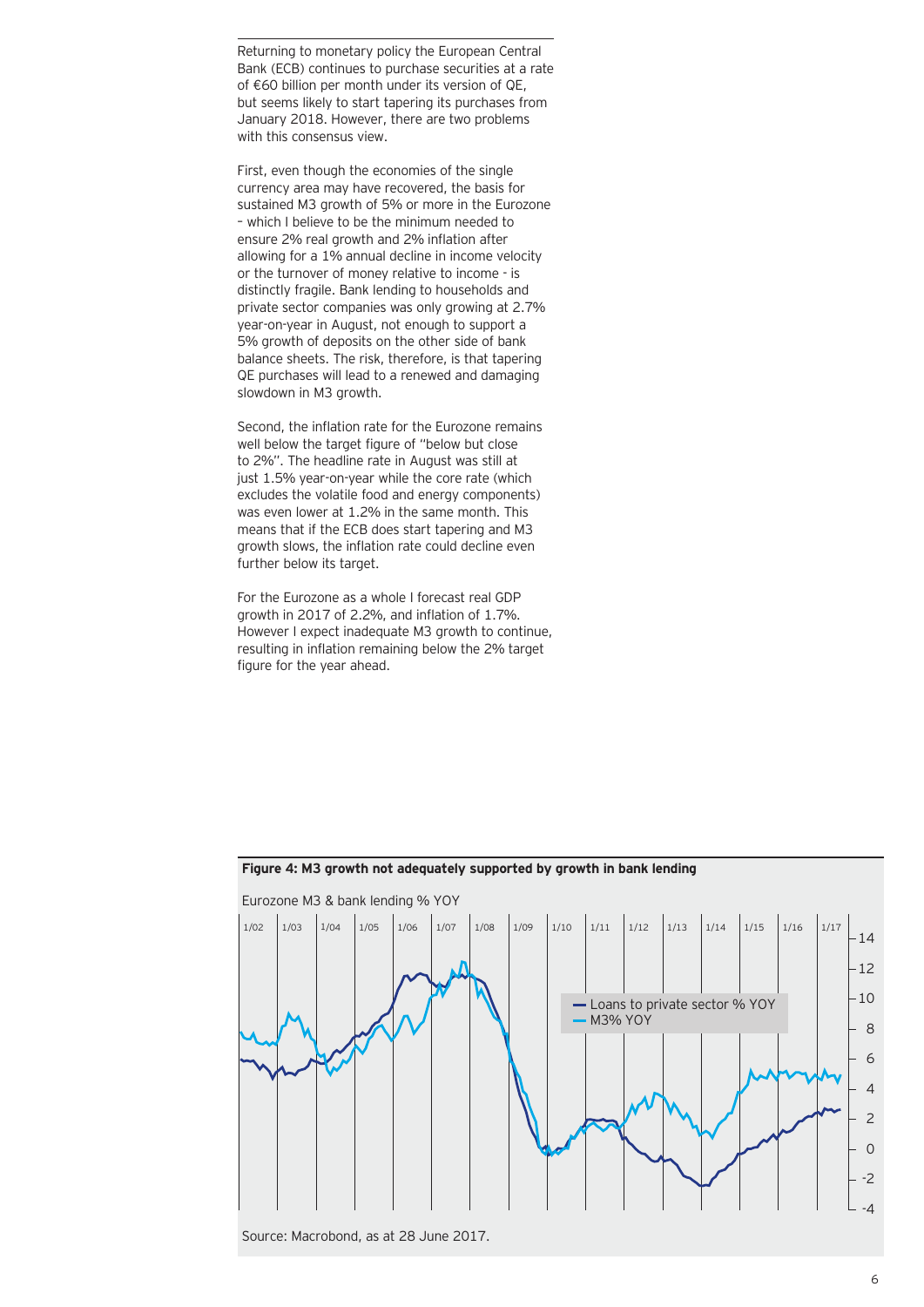Returning to monetary policy the European Central Bank (ECB) continues to purchase securities at a rate of €60 billion per month under its version of QE, but seems likely to start tapering its purchases from January 2018. However, there are two problems with this consensus view.

First, even though the economies of the single currency area may have recovered, the basis for sustained M3 growth of 5% or more in the Eurozone – which I believe to be the minimum needed to ensure 2% real growth and 2% inflation after allowing for a 1% annual decline in income velocity or the turnover of money relative to income - is distinctly fragile. Bank lending to households and private sector companies was only growing at 2.7% year-on-year in August, not enough to support a 5% growth of deposits on the other side of bank balance sheets. The risk, therefore, is that tapering QE purchases will lead to a renewed and damaging slowdown in M3 growth.

Second, the inflation rate for the Eurozone remains well below the target figure of "below but close to 2%". The headline rate in August was still at just 1.5% year-on-year while the core rate (which excludes the volatile food and energy components) was even lower at 1.2% in the same month. This means that if the ECB does start tapering and M3 growth slows, the inflation rate could decline even further below its target.

For the Eurozone as a whole I forecast real GDP growth in 2017 of 2.2%, and inflation of 1.7%. However I expect inadequate M3 growth to continue, resulting in inflation remaining below the 2% target figure for the year ahead.

**Figure 4: M3 growth not adequately supported by growth in bank lending**

Eurozone M3 & bank lending % YOY

Source: Macrobond, as at 28 June 2017.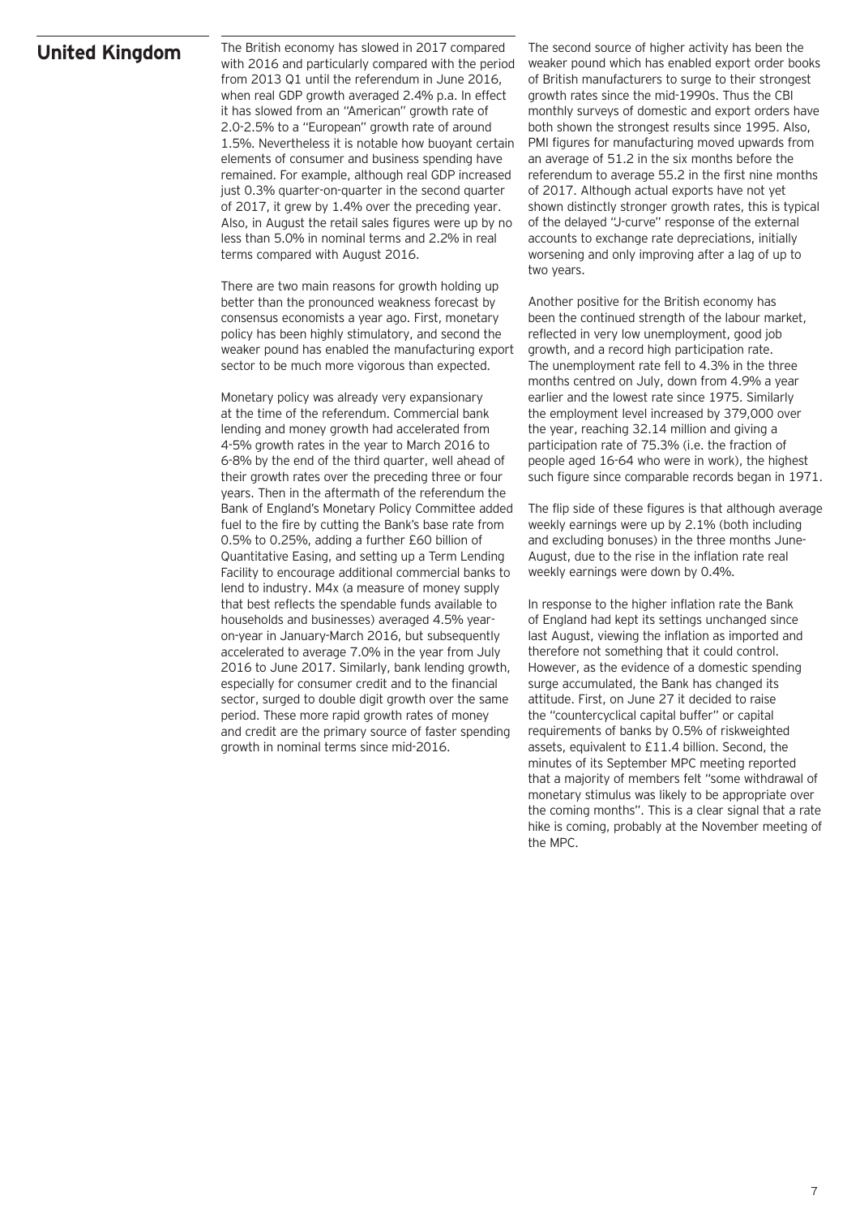## United Kingdom

The British economy has slowed in 2017 compared with 2016 and particularly compared with the period from 2013 Q1 until the referendum in June 2016, when real GDP growth averaged 2.4% p.a. In effect it has slowed from an "American" growth rate of 2.0-2.5% to a "European" growth rate of around 1.5%. Nevertheless it is notable how buoyant certain elements of consumer and business spending have remained. For example, although real GDP increased just 0.3% quarter-on-quarter in the second quarter of 2017, it grew by 1.4% over the preceding year. Also, in August the retail sales figures were up by no less than 5.0% in nominal terms and 2.2% in real terms compared with August 2016.

There are two main reasons for growth holding up better than the pronounced weakness forecast by consensus economists a year ago. First, monetary policy has been highly stimulatory, and second the weaker pound has enabled the manufacturing export sector to be much more vigorous than expected.

Monetary policy was already very expansionary at the time of the referendum. Commercial bank lending and money growth had accelerated from 4-5% growth rates in the year to March 2016 to 6-8% by the end of the third quarter, well ahead of their growth rates over the preceding three or four years. Then in the aftermath of the referendum the Bank of England's Monetary Policy Committee added fuel to the fire by cutting the Bank's base rate from 0.5% to 0.25%, adding a further £60 billion of Quantitative Easing, and setting up a Term Lending Facility to encourage additional commercial banks to lend to industry. M4x (a measure of money supply that best reflects the spendable funds available to households and businesses) averaged 4.5% year-on-year in January-March 2016, but subsequently accelerated to average 7.0% in the year from July 2016 to June 2017. Similarly, bank lending growth, especially for consumer credit and to the financial sector, surged to double digit growth over the same period. These more rapid growth rates of money and credit are the primary source of faster spending growth in nominal terms since mid-2016.

The second source of higher activity has been the weaker pound which has enabled export order books of British manufacturers to surge to their strongest growth rates since the mid-1990s. Thus the CBI monthly surveys of domestic and export orders have both shown the strongest results since 1995. Also, PMI figures for manufacturing moved upwards from an average of 51.2 in the six months before the referendum to average 55.2 in the first nine months of 2017. Although actual exports have not yet shown distinctly stronger growth rates, this is typical of the delayed "J-curve" response of the external accounts to exchange rate depreciations, initially worsening and only improving after a lag of up to two years.

Another positive for the British economy has been the continued strength of the labour market, reflected in very low unemployment, good job growth, and a record high participation rate. The unemployment rate fell to 4.3% in the three months centred on July, down from 4.9% a year earlier and the lowest rate since 1975. Similarly the employment level increased by 379,000 over the year, reaching 32.14 million and giving a participation rate of 75.3% (i.e. the fraction of people aged 16-64 who were in work), the highest such figure since comparable records began in 1971.

The flip side of these figures is that although average weekly earnings were up by 2.1% (both including and excluding bonuses) in the three months June-August, due to the rise in the inflation rate real weekly earnings were down by 0.4%.

In response to the higher inflation rate the Bank of England had kept its settings unchanged since last August, viewing the inflation as imported and therefore not something that it could control. However, as the evidence of a domestic spending surge accumulated, the Bank has changed its attitude. First, on June 27 it decided to raise the "countercyclical capital buffer" or capital requirements of banks by 0.5% of riskweighted assets, equivalent to £11.4 billion. Second, the minutes of its September MPC meeting reported that a majority of members felt "some withdrawal of monetary stimulus was likely to be appropriate over the coming months". This is a clear signal that a rate hike is coming, probably at the November meeting of the MPC.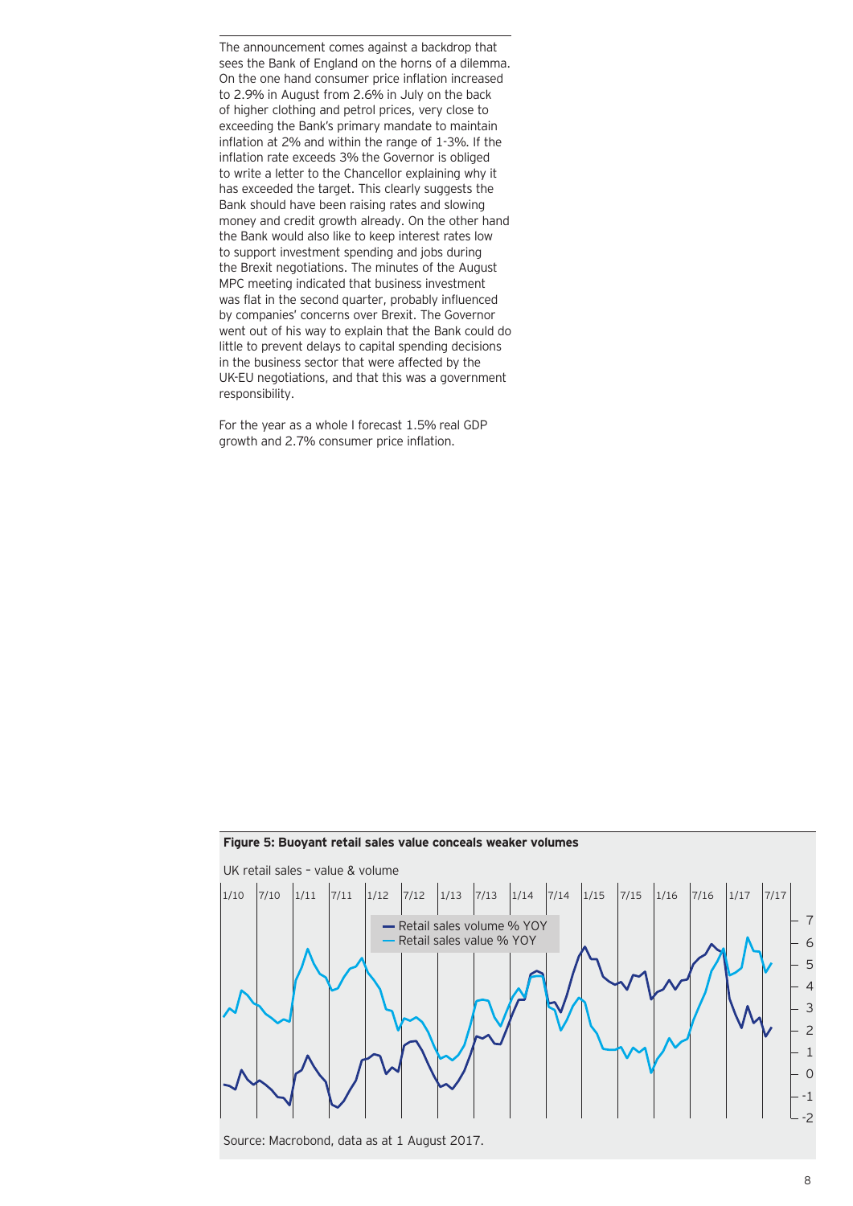The announcement comes against a backdrop that sees the Bank of England on the horns of a dilemma. On the one hand consumer price inflation increased to 2.9% in August from 2.6% in July on the back of higher clothing and petrol prices, very close to exceeding the Bank's primary mandate to maintain inflation at 2% and within the range of 1-3%. If the inflation rate exceeds 3% the Governor is obliged to write a letter to the Chancellor explaining why it has exceeded the target. This clearly suggests the Bank should have been raising rates and slowing money and credit growth already. On the other hand the Bank would also like to keep interest rates low to support investment spending and jobs during the Brexit negotiations. The minutes of the August MPC meeting indicated that business investment was flat in the second quarter, probably influenced by companies' concerns over Brexit. The Governor went out of his way to explain that the Bank could do little to prevent delays to capital spending decisions in the business sector that were affected by the UK-EU negotiations, and that this was a government responsibility.

For the year as a whole I forecast 1.5% real GDP growth and 2.7% consumer price inflation.

**Figure 5: Buoyant retail sales value conceals weaker volumes**

UK retail sales – value & volume

Source: Macrobond, data as at 1 August 2017.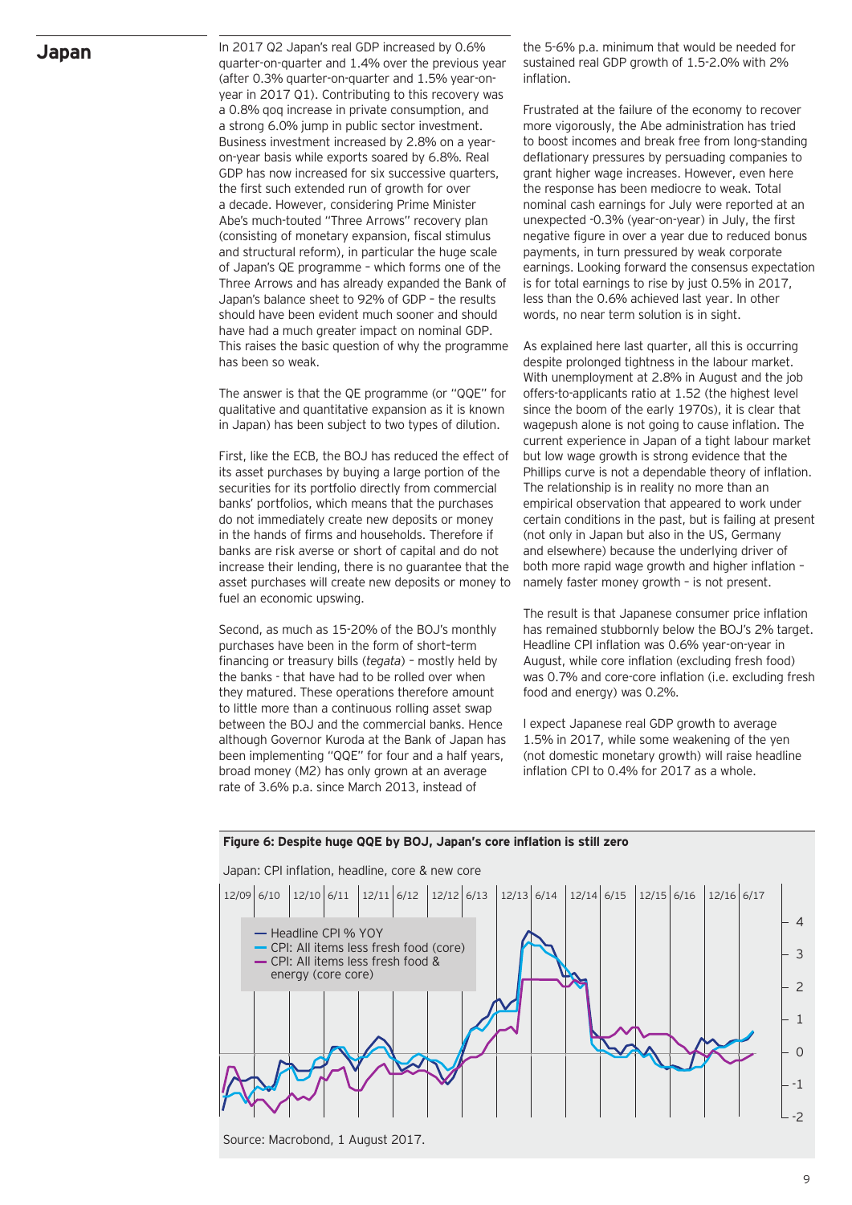## Japan

In 2017 Q2 Japan's real GDP increased by 0.6% quarter-on-quarter and 1.4% over the previous year (after 0.3% quarter-on-quarter and 1.5% year-on-year in 2017 Q1). Contributing to this recovery was a 0.8% qoq increase in private consumption, and a strong 6.0% jump in public sector investment. Business investment increased by 2.8% on a year-on-year basis while exports soared by 6.8%. Real GDP has now increased for six successive quarters, the first such extended run of growth for over a decade. However, considering Prime Minister Abe's much-touted "Three Arrows" recovery plan (consisting of monetary expansion, fiscal stimulus and structural reform), in particular the huge scale of Japan's QE programme – which forms one of the Three Arrows and has already expanded the Bank of Japan's balance sheet to 92% of GDP – the results should have been evident much sooner and should have had a much greater impact on nominal GDP. This raises the basic question of why the programme has been so weak.

The answer is that the QE programme (or "QQE" for qualitative and quantitative expansion as it is known in Japan) has been subject to two types of dilution.

First, like the ECB, the BOJ has reduced the effect of its asset purchases by buying a large portion of the securities for its portfolio directly from commercial banks' portfolios, which means that the purchases do not immediately create new deposits or money in the hands of firms and households. Therefore if banks are risk averse or short of capital and do not increase their lending, there is no guarantee that the asset purchases will create new deposits or money to fuel an economic upswing.

Second, as much as 15-20% of the BOJ's monthly purchases have been in the form of short-term financing or treasury bills (*tegata*) – mostly held by the banks - that have had to be rolled over when they matured. These operations therefore amount to little more than a continuous rolling asset swap between the BOJ and the commercial banks. Hence although Governor Kuroda at the Bank of Japan has been implementing "QQE" for four and a half years, broad money (M2) has only grown at an average rate of 3.6% p.a. since March 2013, instead of the 5-6% p.a. minimum that would be needed for sustained real GDP growth of 1.5-2.0% with 2% inflation.

Frustrated at the failure of the economy to recover more vigorously, the Abe administration has tried to boost incomes and break free from long-standing deflationary pressures by persuading companies to grant higher wage increases. However, even here the response has been mediocre to weak. Total nominal cash earnings for July were reported at an unexpected -0.3% (year-on-year) in July, the first negative figure in over a year due to reduced bonus payments, in turn pressured by weak corporate earnings. Looking forward the consensus expectation is for total earnings to rise by just 0.5% in 2017, less than the 0.6% achieved last year. In other words, no near term solution is in sight.

As explained here last quarter, all this is occurring despite prolonged tightness in the labour market. With unemployment at 2.8% in August and the job offers-to-applicants ratio at 1.52 (the highest level since the boom of the early 1970s), it is clear that wagepush alone is not going to cause inflation. The current experience in Japan of a tight labour market but low wage growth is strong evidence that the Phillips curve is not a dependable theory of inflation. The relationship is in reality no more than an empirical observation that appeared to work under certain conditions in the past, but is failing at present (not only in Japan but also in the US, Germany and elsewhere) because the underlying driver of both more rapid wage growth and higher inflation – namely faster money growth – is not present.

The result is that Japanese consumer price inflation has remained stubbornly below the BOJ's 2% target. Headline CPI inflation was 0.6% year-on-year in August, while core inflation (excluding fresh food) was 0.7% and core-core inflation (i.e. excluding fresh food and energy) was 0.2%.

I expect Japanese real GDP growth to average 1.5% in 2017, while some weakening of the yen (not domestic monetary growth) will raise headline inflation CPI to 0.4% for 2017 as a whole.

**Figure 6: Despite huge QQE by BOJ, Japan's core inflation is still zero**

Japan: CPI inflation, headline, core & new core

- Headline CPI % YOY
- CPI: All items less fresh food (core)
- CPI: All items less fresh food & energy (core core)

Source: Macrobond, 1 August 2017.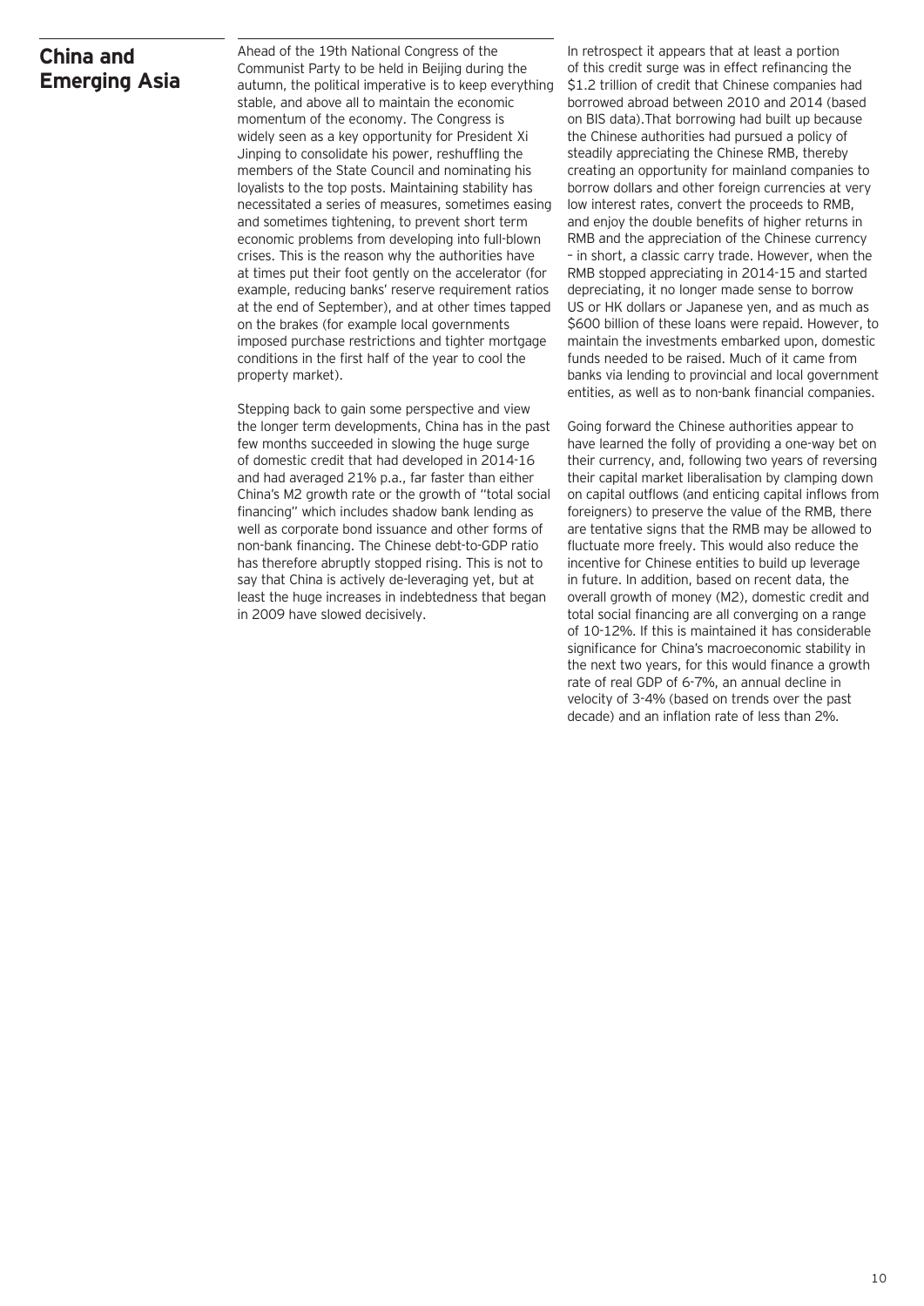## China and Emerging Asia

Ahead of the 19th National Congress of the Communist Party to be held in Beijing during the autumn, the political imperative is to keep everything stable, and above all to maintain the economic momentum of the economy. The Congress is widely seen as a key opportunity for President Xi Jinping to consolidate his power, reshuffling the members of the State Council and nominating his loyalists to the top posts. Maintaining stability has necessitated a series of measures, sometimes easing and sometimes tightening, to prevent short term economic problems from developing into full-blown crises. This is the reason why the authorities have at times put their foot gently on the accelerator (for example, reducing banks' reserve requirement ratios at the end of September), and at other times tapped on the brakes (for example local governments imposed purchase restrictions and tighter mortgage conditions in the first half of the year to cool the property market).

Stepping back to gain some perspective and view the longer term developments, China has in the past few months succeeded in slowing the huge surge of domestic credit that had developed in 2014-16 and had averaged 21% p.a., far faster than either China's M2 growth rate or the growth of "total social financing" which includes shadow bank lending as well as corporate bond issuance and other forms of non-bank financing. The Chinese debt-to-GDP ratio has therefore abruptly stopped rising. This is not to say that China is actively de-leveraging yet, but at least the huge increases in indebtedness that began in 2009 have slowed decisively.

In retrospect it appears that at least a portion of this credit surge was in effect refinancing the $1.2 trillion of credit that Chinese companies had borrowed abroad between 2010 and 2014 (based on BIS data).That borrowing had built up because the Chinese authorities had pursued a policy of steadily appreciating the Chinese RMB, thereby creating an opportunity for mainland companies to borrow dollars and other foreign currencies at very low interest rates, convert the proceeds to RMB, and enjoy the double benefits of higher returns in RMB and the appreciation of the Chinese currency – in short, a classic carry trade. However, when the RMB stopped appreciating in 2014-15 and started depreciating, it no longer made sense to borrow US or HK dollars or Japanese yen, and as much as $600 billion of these loans were repaid. However, to maintain the investments embarked upon, domestic funds needed to be raised. Much of it came from banks via lending to provincial and local government entities, as well as to non-bank financial companies.

Going forward the Chinese authorities appear to have learned the folly of providing a one-way bet on their currency, and, following two years of reversing their capital market liberalisation by clamping down on capital outflows (and enticing capital inflows from foreigners) to preserve the value of the RMB, there are tentative signs that the RMB may be allowed to fluctuate more freely. This would also reduce the incentive for Chinese entities to build up leverage in future. In addition, based on recent data, the overall growth of money (M2), domestic credit and total social financing are all converging on a range of 10-12%. If this is maintained it has considerable significance for China's macroeconomic stability in the next two years, for this would finance a growth rate of real GDP of 6-7%, an annual decline in velocity of 3-4% (based on trends over the past decade) and an inflation rate of less than 2%.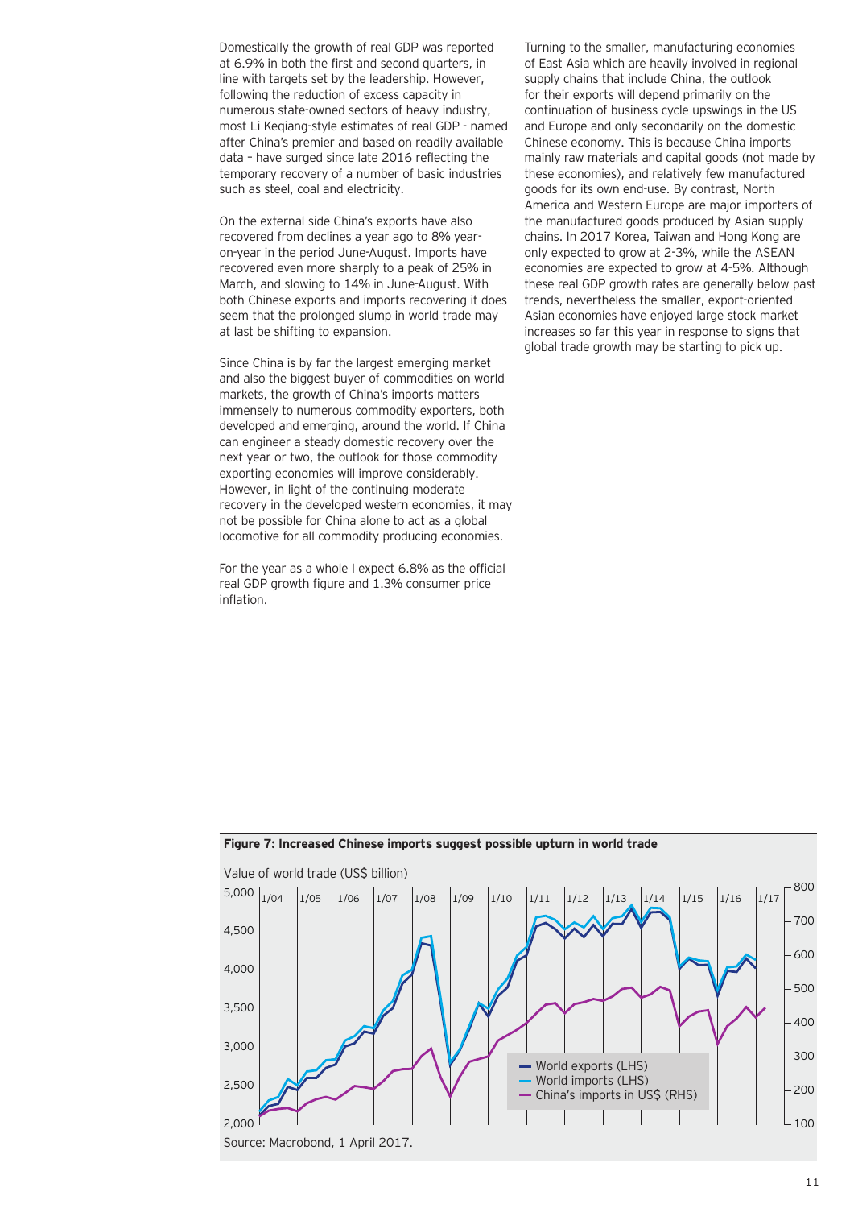Domestically the growth of real GDP was reported at 6.9% in both the first and second quarters, in line with targets set by the leadership. However, following the reduction of excess capacity in numerous state-owned sectors of heavy industry, most Li Keqiang-style estimates of real GDP - named after China's premier and based on readily available data – have surged since late 2016 reflecting the temporary recovery of a number of basic industries such as steel, coal and electricity.

On the external side China's exports have also recovered from declines a year ago to 8% year-on-year in the period June-August. Imports have recovered even more sharply to a peak of 25% in March, and slowing to 14% in June-August. With both Chinese exports and imports recovering it does seem that the prolonged slump in world trade may at last be shifting to expansion.

Since China is by far the largest emerging market and also the biggest buyer of commodities on world markets, the growth of China's imports matters immensely to numerous commodity exporters, both developed and emerging, around the world. If China can engineer a steady domestic recovery over the next year or two, the outlook for those commodity exporting economies will improve considerably. However, in light of the continuing moderate recovery in the developed western economies, it may not be possible for China alone to act as a global locomotive for all commodity producing economies.

For the year as a whole I expect 6.8% as the official real GDP growth figure and 1.3% consumer price inflation.

Turning to the smaller, manufacturing economies of East Asia which are heavily involved in regional supply chains that include China, the outlook for their exports will depend primarily on the continuation of business cycle upswings in the US and Europe and only secondarily on the domestic Chinese economy. This is because China imports mainly raw materials and capital goods (not made by these economies), and relatively few manufactured goods for its own end-use. By contrast, North America and Western Europe are major importers of the manufactured goods produced by Asian supply chains. In 2017 Korea, Taiwan and Hong Kong are only expected to grow at 2-3%, while the ASEAN economies are expected to grow at 4-5%. Although these real GDP growth rates are generally below past trends, nevertheless the smaller, export-oriented Asian economies have enjoyed large stock market increases so far this year in response to signs that global trade growth may be starting to pick up.

**Figure 7: Increased Chinese imports suggest possible upturn in world trade**

Value of world trade (US$ billion)

Source: Macrobond, 1 April 2017.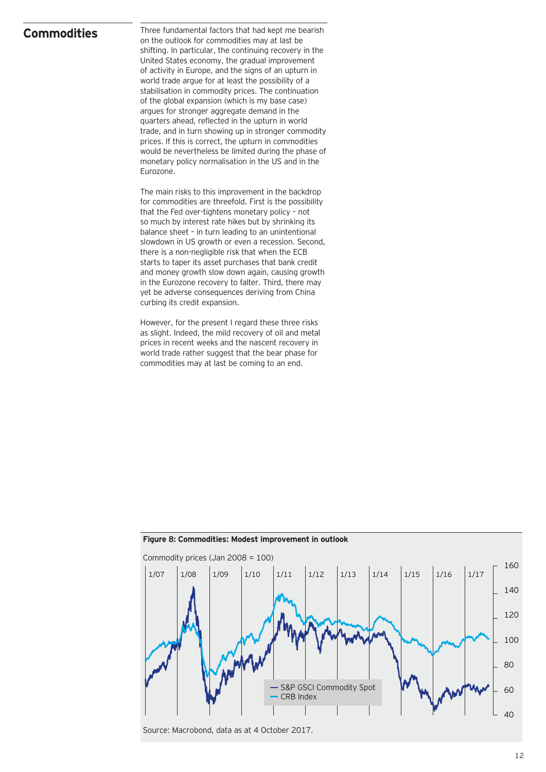## Commodities

Three fundamental factors that had kept me bearish on the outlook for commodities may at last be shifting. In particular, the continuing recovery in the United States economy, the gradual improvement of activity in Europe, and the signs of an upturn in world trade argue for at least the possibility of a stabilisation in commodity prices. The continuation of the global expansion (which is my base case) argues for stronger aggregate demand in the quarters ahead, reflected in the upturn in world trade, and in turn showing up in stronger commodity prices. If this is correct, the upturn in commodities would be nevertheless be limited during the phase of monetary policy normalisation in the US and in the Eurozone.

The main risks to this improvement in the backdrop for commodities are threefold. First is the possibility that the Fed over-tightens monetary policy – not so much by interest rate hikes but by shrinking its balance sheet – in turn leading to an unintentional slowdown in US growth or even a recession. Second, there is a non-negligible risk that when the ECB starts to taper its asset purchases that bank credit and money growth slow down again, causing growth in the Eurozone recovery to falter. Third, there may yet be adverse consequences deriving from China curbing its credit expansion.

However, for the present I regard these three risks as slight. Indeed, the mild recovery of oil and metal prices in recent weeks and the nascent recovery in world trade rather suggest that the bear phase for commodities may at last be coming to an end.

**Figure 8: Commodities: Modest improvement in outlook**

Commodity prices (Jan 2008 = 100)

Source: Macrobond, data as at 4 October 2017.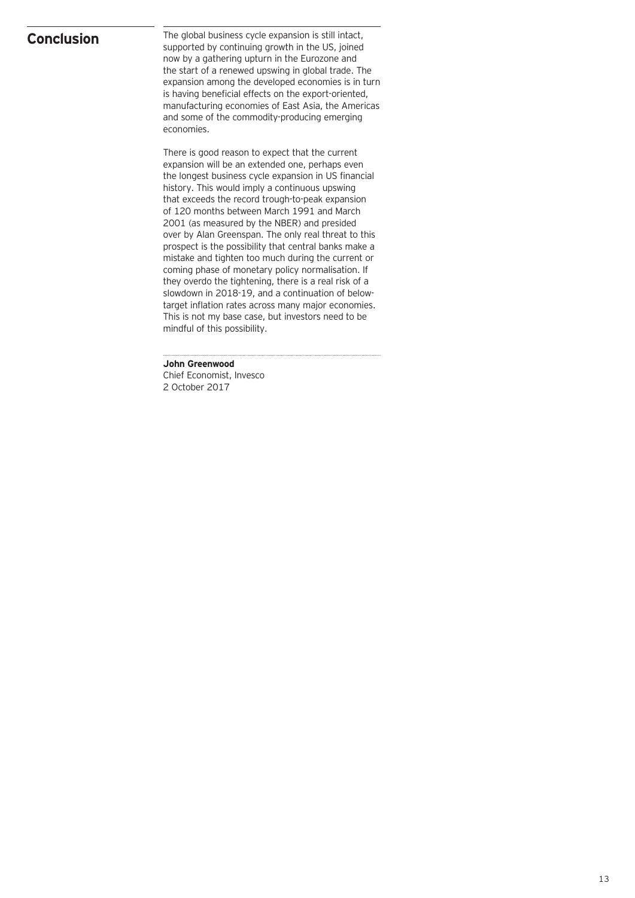## Conclusion

The global business cycle expansion is still intact, supported by continuing growth in the US, joined now by a gathering upturn in the Eurozone and the start of a renewed upswing in global trade. The expansion among the developed economies is in turn is having beneficial effects on the export-oriented, manufacturing economies of East Asia, the Americas and some of the commodity-producing emerging economies.

There is good reason to expect that the current expansion will be an extended one, perhaps even the longest business cycle expansion in US financial history. This would imply a continuous upswing that exceeds the record trough-to-peak expansion of 120 months between March 1991 and March 2001 (as measured by the NBER) and presided over by Alan Greenspan. The only real threat to this prospect is the possibility that central banks make a mistake and tighten too much during the current or coming phase of monetary policy normalisation. If they overdo the tightening, there is a real risk of a slowdown in 2018-19, and a continuation of below-target inflation rates across many major economies. This is not my base case, but investors need to be mindful of this possibility.

**John Greenwood**
Chief Economist, Invesco
2 October 2017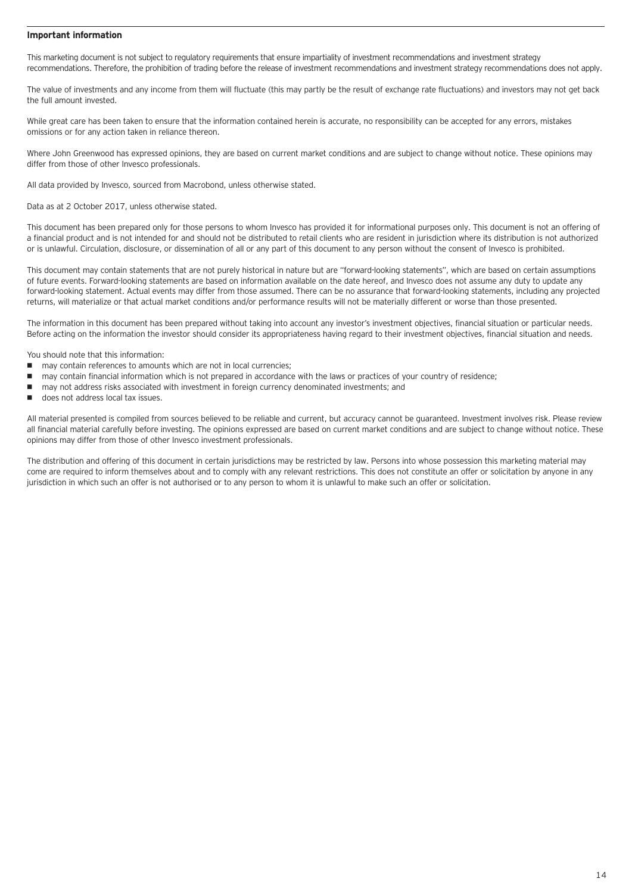## Important information

This marketing document is not subject to regulatory requirements that ensure impartiality of investment recommendations and investment strategy recommendations. Therefore, the prohibition of trading before the release of investment recommendations and investment strategy recommendations does not apply.

The value of investments and any income from them will fluctuate (this may partly be the result of exchange rate fluctuations) and investors may not get back the full amount invested.

While great care has been taken to ensure that the information contained herein is accurate, no responsibility can be accepted for any errors, mistakes omissions or for any action taken in reliance thereon.

Where John Greenwood has expressed opinions, they are based on current market conditions and are subject to change without notice. These opinions may differ from those of other Invesco professionals.

All data provided by Invesco, sourced from Macrobond, unless otherwise stated.

Data as at 2 October 2017, unless otherwise stated.

This document has been prepared only for those persons to whom Invesco has provided it for informational purposes only. This document is not an offering of a financial product and is not intended for and should not be distributed to retail clients who are resident in jurisdiction where its distribution is not authorized or is unlawful. Circulation, disclosure, or dissemination of all or any part of this document to any person without the consent of Invesco is prohibited.

This document may contain statements that are not purely historical in nature but are "forward-looking statements", which are based on certain assumptions of future events. Forward-looking statements are based on information available on the date hereof, and Invesco does not assume any duty to update any forward-looking statement. Actual events may differ from those assumed. There can be no assurance that forward-looking statements, including any projected returns, will materialize or that actual market conditions and/or performance results will not be materially different or worse than those presented.

The information in this document has been prepared without taking into account any investor's investment objectives, financial situation or particular needs. Before acting on the information the investor should consider its appropriateness having regard to their investment objectives, financial situation and needs.

You should note that this information:

- may contain references to amounts which are not in local currencies;
- may contain financial information which is not prepared in accordance with the laws or practices of your country of residence;
- may not address risks associated with investment in foreign currency denominated investments; and
- does not address local tax issues.

All material presented is compiled from sources believed to be reliable and current, but accuracy cannot be guaranteed. Investment involves risk. Please review all financial material carefully before investing. The opinions expressed are based on current market conditions and are subject to change without notice. These opinions may differ from those of other Invesco investment professionals.

The distribution and offering of this document in certain jurisdictions may be restricted by law. Persons into whose possession this marketing material may come are required to inform themselves about and to comply with any relevant restrictions. This does not constitute an offer or solicitation by anyone in any jurisdiction in which such an offer is not authorised or to any person to whom it is unlawful to make such an offer or solicitation.